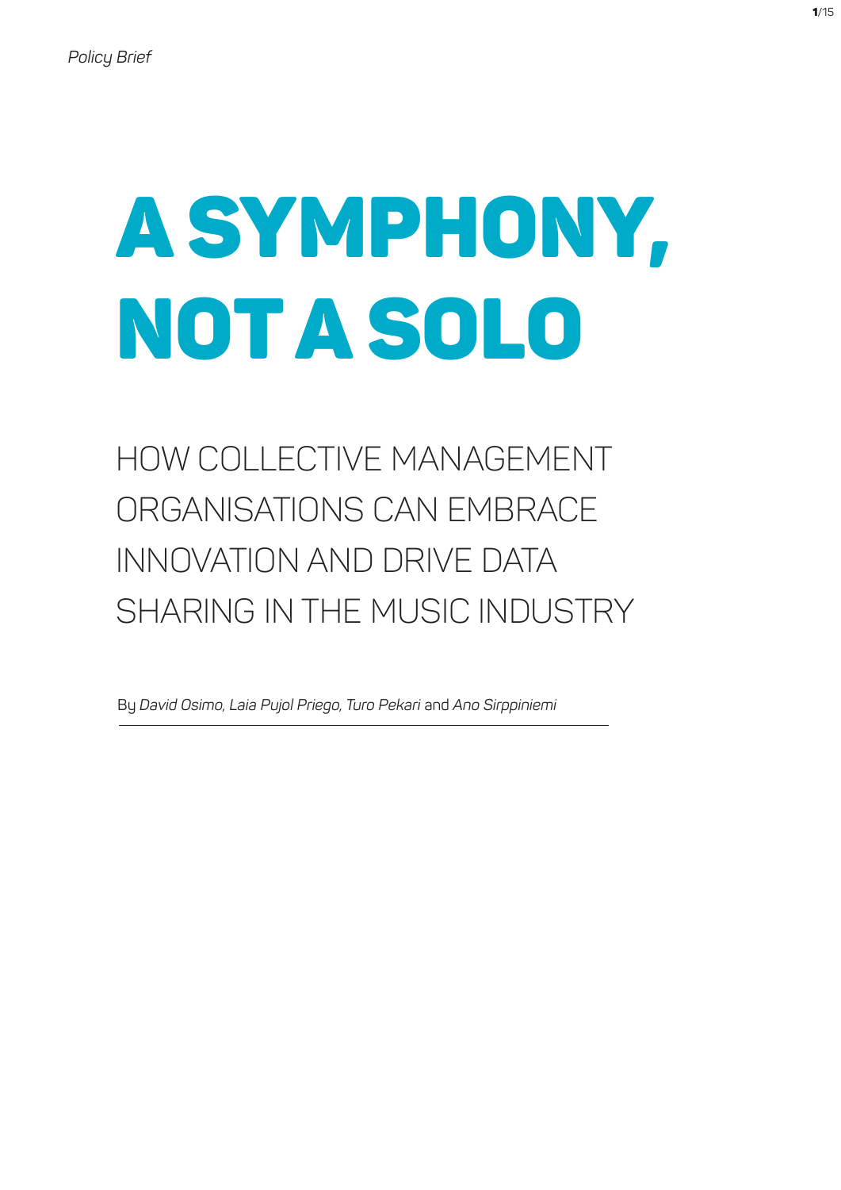*Policy Brief*

# A SYMPHONY, NOT A SOLO

## HOW COLLECTIVE MANAGEMENT ORGANISATIONS CAN EMBRACE INNOVATION AND DRIVE DATA SHARING IN THE MUSIC INDUSTRY

By *David Osimo, Laia Pujol Priego, Turo Pekari* and *Ano Sirppiniemi*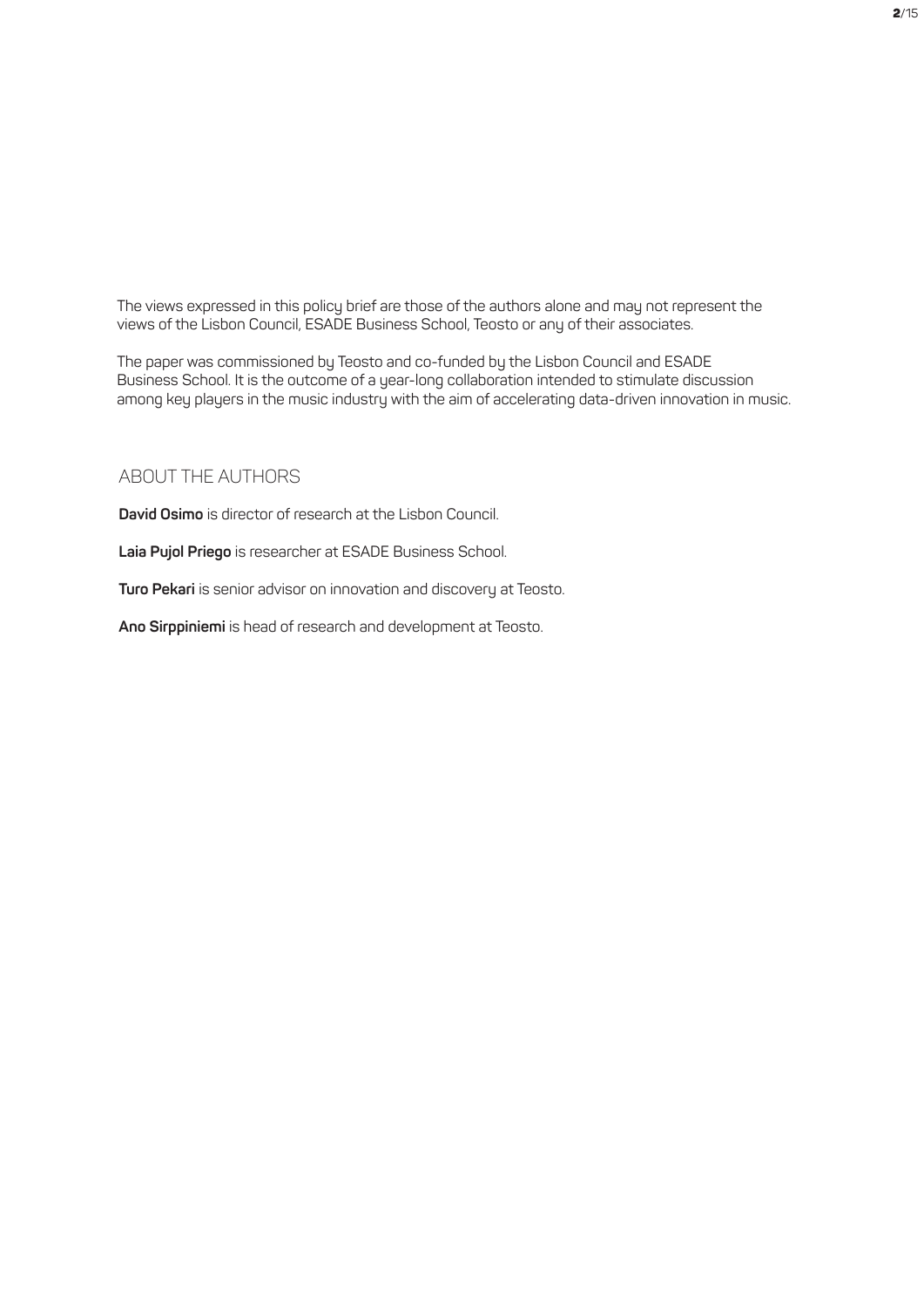The views expressed in this policy brief are those of the authors alone and may not represent the views of the Lisbon Council, ESADE Business School, Teosto or any of their associates.

The paper was commissioned by Teosto and co-funded by the Lisbon Council and ESADE Business School. It is the outcome of a year-long collaboration intended to stimulate discussion among key players in the music industry with the aim of accelerating data-driven innovation in music.

## ABOUT THE AUTHORS

**David Osimo** is director of research at the Lisbon Council.

**Laia Pujol Priego** is researcher at ESADE Business School.

**Turo Pekari** is senior advisor on innovation and discovery at Teosto.

**Ano Sirppiniemi** is head of research and development at Teosto.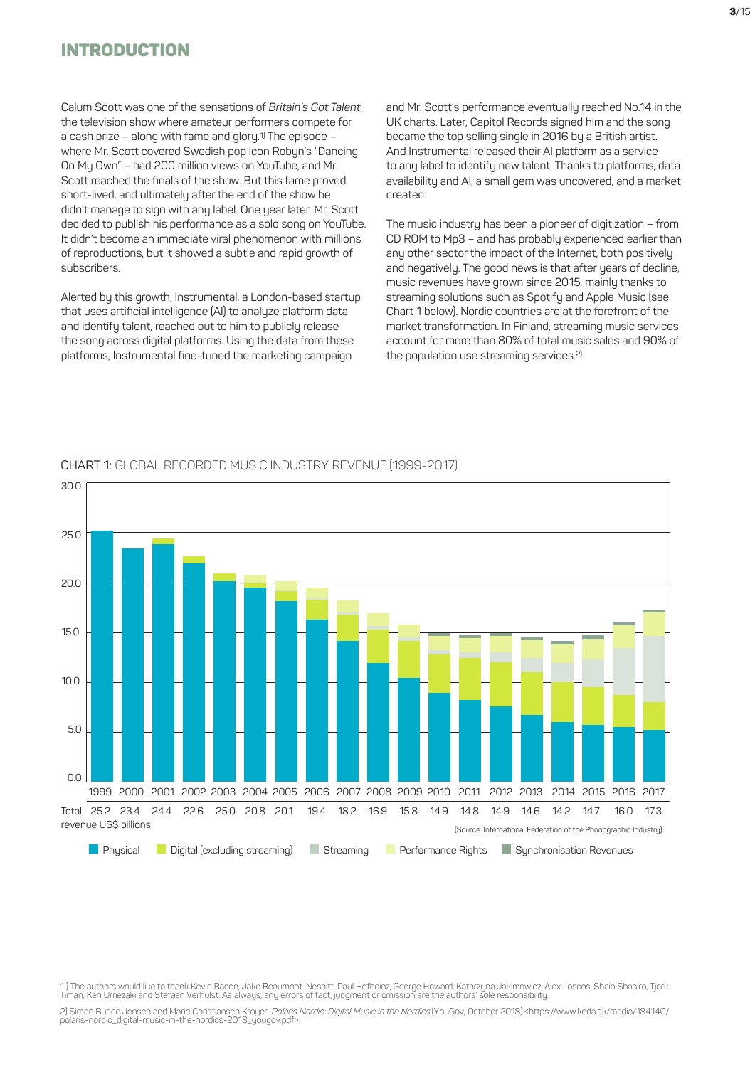## INTRODUCTION

Calum Scott was one of the sensations of *Britain's Got Talent*, the television show where amateur performers compete for a cash prize – along with fame and glory.[1] The episode – where Mr. Scott covered Swedish pop icon Robyn's "Dancing On My Own" – had 200 million views on YouTube, and Mr. Scott reached the finals of the show. But this fame proved short-lived, and ultimately after the end of the show he didn't manage to sign with any label. One year later, Mr. Scott decided to publish his performance as a solo song on YouTube. It didn't become an immediate viral phenomenon with millions of reproductions, but it showed a subtle and rapid growth of subscribers.

Alerted by this growth, Instrumental, a London-based startup that uses artificial intelligence (AI) to analyze platform data and identify talent, reached out to him to publicly release the song across digital platforms. Using the data from these platforms, Instrumental fine-tuned the marketing campaign and Mr. Scott's performance eventually reached No.14 in the UK charts. Later, Capitol Records signed him and the song became the top selling single in 2016 by a British artist. And Instrumental released their AI platform as a service to any label to identify new talent. Thanks to platforms, data availability and AI, a small gem was uncovered, and a market created.

The music industry has been a pioneer of digitization – from CD ROM to Mp3 – and has probably experienced earlier than any other sector the impact of the Internet, both positively and negatively. The good news is that after years of decline, music revenues have grown since 2015, mainly thanks to streaming solutions such as Spotify and Apple Music (see Chart 1 below). Nordic countries are at the forefront of the market transformation. In Finland, streaming music services account for more than 80% of total music sales and 90% of the population use streaming services.[2]

CHART 1: GLOBAL RECORDED MUSIC INDUSTRY REVENUE (1999-2017)

| | 1999 | 2000 | 2001 | 2002 | 2003 | 2004 | 2005 | 2006 | 2007 | 2008 | 2009 | 2010 | 2011 | 2012 | 2013 | 2014 | 2015 | 2016 | 2017 |
|---|---|---|---|---|---|---|---|---|---|---|---|---|---|---|---|---|---|---|---|
| Total revenue US$ billions | 25.2 | 23.4 | 24.4 | 22.6 | 25.0 | 20.8 | 20.1 | 19.4 | 18.2 | 16.9 | 15.8 | 14.9 | 14.8 | 14.9 | 14.6 | 14.2 | 14.7 | 16.0 | 17.3 |

Physical | Digital (excluding streaming) | Streaming | Performance Rights | Synchronisation Revenues

(Source: International Federation of the Phonographic Industry)

1 ) The authors would like to thank Kevin Bacon, Jake Beaumont-Nesbitt, Paul Hofheinz, George Howard, Katarzyna Jakimowicz, Alex Loscos, Shain Shapiro, Tjerk Timan, Ken Umezaki and Stefaan Verhulst. As always, any errors of fact, judgment or omission are the authors' sole responsibility.

2) Simon Bugge Jensen and Marie Christiansen Kroyer, *Polaris Nordic: Digital Music in the Nordics* (YouGov, October 2018) <https://www.koda.dk/media/184140/polaris-nordic_digital-music-in-the-nordics-2018_yougov.pdf>.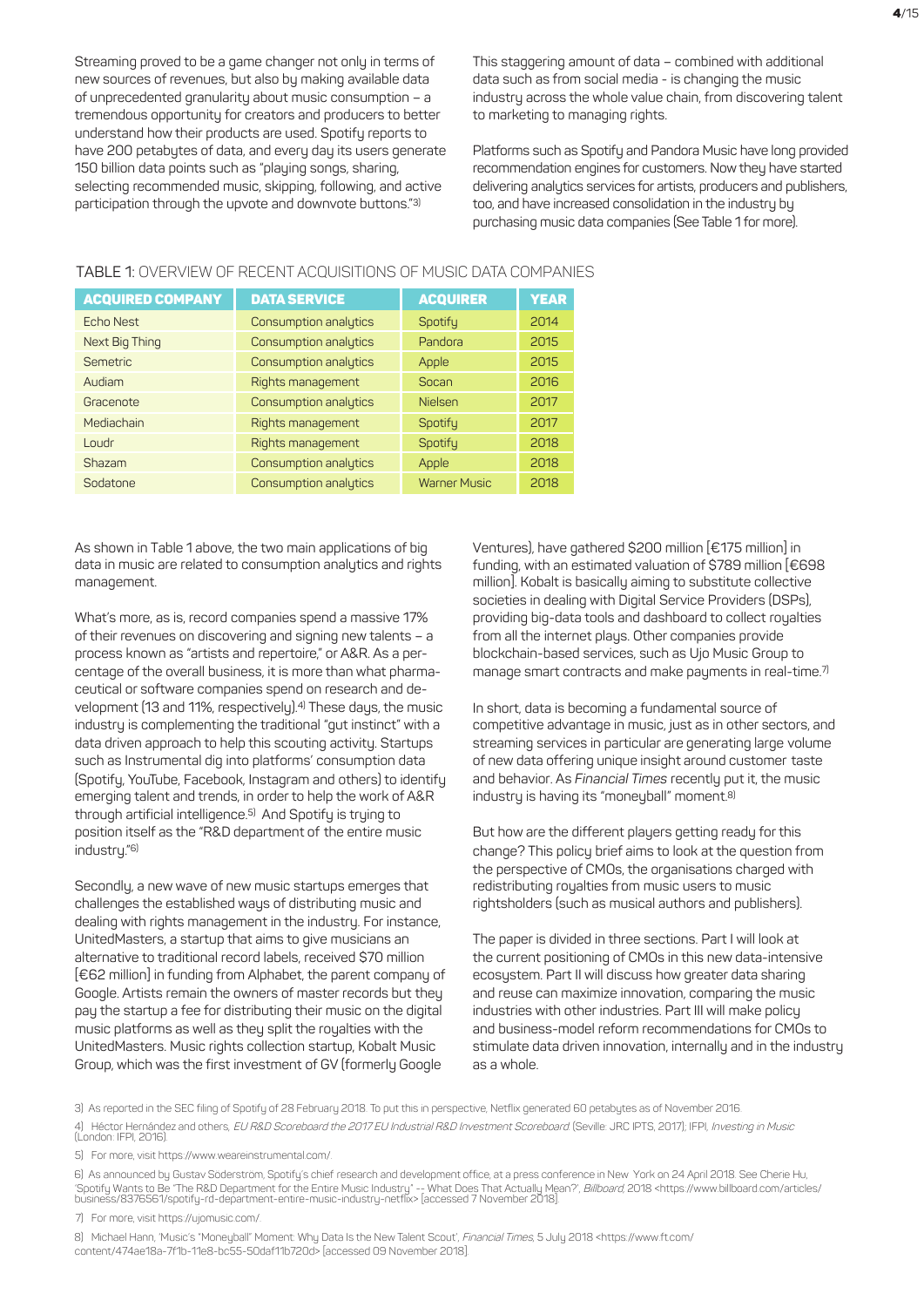Streaming proved to be a game changer not only in terms of new sources of revenues, but also by making available data of unprecedented granularity about music consumption – a tremendous opportunity for creators and producers to better understand how their products are used. Spotify reports to have 200 petabytes of data, and every day its users generate 150 billion data points such as "playing songs, sharing, selecting recommended music, skipping, following, and active participation through the upvote and downvote buttons."[3]

This staggering amount of data – combined with additional data such as from social media - is changing the music industry across the whole value chain, from discovering talent to marketing to managing rights.

Platforms such as Spotify and Pandora Music have long provided recommendation engines for customers. Now they have started delivering analytics services for artists, producers and publishers, too, and have increased consolidation in the industry by purchasing music data companies (See Table 1 for more).

TABLE 1: OVERVIEW OF RECENT ACQUISITIONS OF MUSIC DATA COMPANIES

| ACQUIRED COMPANY | DATA SERVICE | ACQUIRER | YEAR |
|---|---|---|---|
| Echo Nest | Consumption analytics | Spotify | 2014 |
| Next Big Thing | Consumption analytics | Pandora | 2015 |
| Semetric | Consumption analytics | Apple | 2015 |
| Audiam | Rights management | Socan | 2016 |
| Gracenote | Consumption analytics | Nielsen | 2017 |
| Mediachain | Rights management | Spotify | 2017 |
| Loudr | Rights management | Spotify | 2018 |
| Shazam | Consumption analytics | Apple | 2018 |
| Sodatone | Consumption analytics | Warner Music | 2018 |

As shown in Table 1 above, the two main applications of big data in music are related to consumption analytics and rights management.

What's more, as is, record companies spend a massive 17% of their revenues on discovering and signing new talents – a process known as "artists and repertoire," or A&R. As a percentage of the overall business, it is more than what pharmaceutical or software companies spend on research and development (13 and 11%, respectively).[4] These days, the music industry is complementing the traditional "gut instinct" with a data driven approach to help this scouting activity. Startups such as Instrumental dig into platforms' consumption data (Spotify, YouTube, Facebook, Instagram and others) to identify emerging talent and trends, in order to help the work of A&R through artificial intelligence.[5] And Spotify is trying to position itself as the "R&D department of the entire music industry."[6]

Secondly, a new wave of new music startups emerges that challenges the established ways of distributing music and dealing with rights management in the industry. For instance, UnitedMasters, a startup that aims to give musicians an alternative to traditional record labels, received $70 million [€62 million] in funding from Alphabet, the parent company of Google. Artists remain the owners of master records but they pay the startup a fee for distributing their music on the digital music platforms as well as they split the royalties with the UnitedMasters. Music rights collection startup, Kobalt Music Group, which was the first investment of GV (formerly Google Ventures), have gathered $200 million [€175 million] in funding, with an estimated valuation of $789 million [€698 million]. Kobalt is basically aiming to substitute collective societies in dealing with Digital Service Providers (DSPs), providing big-data tools and dashboard to collect royalties from all the internet plays. Other companies provide blockchain-based services, such as Ujo Music Group to manage smart contracts and make payments in real-time.[7]

In short, data is becoming a fundamental source of competitive advantage in music, just as in other sectors, and streaming services in particular are generating large volume of new data offering unique insight around customer taste and behavior. As *Financial Times* recently put it, the music industry is having its "moneyball" moment.[8]

But how are the different players getting ready for this change? This policy brief aims to look at the question from the perspective of CMOs, the organisations charged with redistributing royalties from music users to music rightsholders (such as musical authors and publishers).

The paper is divided in three sections. Part I will look at the current positioning of CMOs in this new data-intensive ecosystem. Part II will discuss how greater data sharing and reuse can maximize innovation, comparing the music industries with other industries. Part III will make policy and business-model reform recommendations for CMOs to stimulate data driven innovation, internally and in the industry as a whole.

3) As reported in the SEC filing of Spotify of 28 February 2018. To put this in perspective, Netflix generated 60 petabytes as of November 2016.

4) Héctor Hernández and others, *EU R&D Scoreboard the 2017 EU Industrial R&D Investment Scoreboard* (Seville: JRC IPTS, 2017); IFPI, *Investing in Music* (London: IFPI, 2016).

5) For more, visit https://www.weareinstrumental.com/.

6) As announced by Gustav Söderström, Spotify's chief research and development office, at a press conference in New York on 24 April 2018. See Cherie Hu, 'Spotify Wants to Be "The R&D Department for the Entire Music Industry" -- What Does That Actually Mean?', *Billboard*, 2018 <https://www.billboard.com/articles/business/8376561/spotify-rd-department-entire-music-industry-netflix> [accessed 7 November 2018].

7) For more, visit https://ujomusic.com/.

8) Michael Hann, 'Music's "Moneyball" Moment: Why Data Is the New Talent Scout', *Financial Times*, 5 July 2018 <https://www.ft.com/content/474ae18a-7f1b-11e8-bc55-50daf11b720d> [accessed 09 November 2018].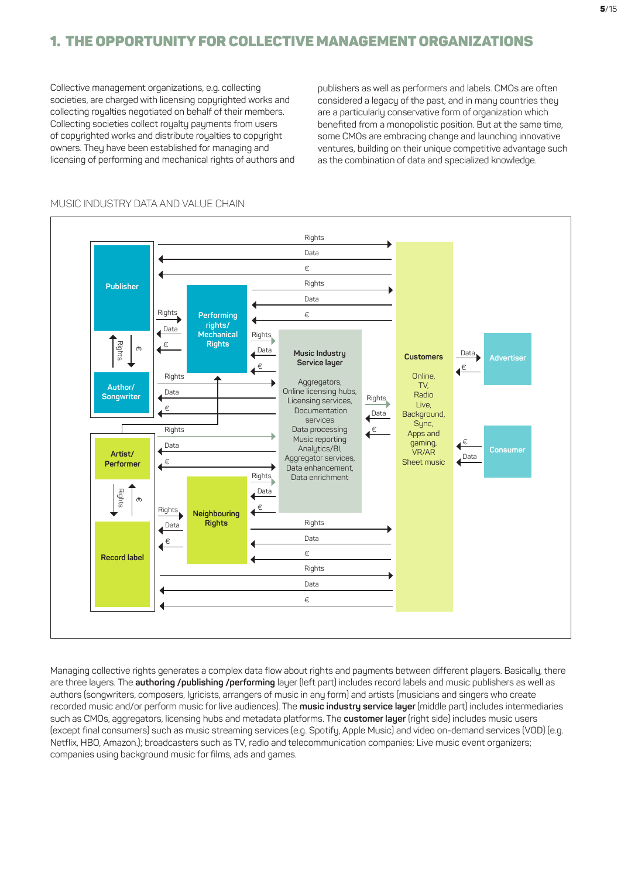# 1. THE OPPORTUNITY FOR COLLECTIVE MANAGEMENT ORGANIZATIONS

Collective management organizations, e.g. collecting societies, are charged with licensing copyrighted works and collecting royalties negotiated on behalf of their members. Collecting societies collect royalty payments from users of copyrighted works and distribute royalties to copyright owners. They have been established for managing and licensing of performing and mechanical rights of authors and publishers as well as performers and labels. CMOs are often considered a legacy of the past, and in many countries they are a particularly conservative form of organization which benefited from a monopolistic position. But at the same time, some CMOs are embracing change and launching innovative ventures, building on their unique competitive advantage such as the combination of data and specialized knowledge.

MUSIC INDUSTRY DATA AND VALUE CHAIN

Publisher

Author/ Songwriter

Performing rights/ Mechanical Rights

Artist/ Performer

Record label

Neighbouring Rights

Music Industry Service layer

Aggregators, Online licensing hubs, Licensing services, Documentation services Data processing Music reporting Analytics/BI, Aggregator services, Data enhancement, Data enrichment

Customers

Online, TV, Radio Live, Background, Sync, Apps and gaming, VR/AR Sheet music

Advertiser

Consumer

Rights / Data / €

Managing collective rights generates a complex data flow about rights and payments between different players. Basically, there are three layers. The **authoring /publishing /performing** layer (left part) includes record labels and music publishers as well as authors (songwriters, composers, lyricists, arrangers of music in any form) and artists (musicians and singers who create recorded music and/or perform music for live audiences). The **music industry service layer** (middle part) includes intermediaries such as CMOs, aggregators, licensing hubs and metadata platforms. The **customer layer** (right side) includes music users (except final consumers) such as music streaming services (e.g. Spotify, Apple Music) and video on-demand services (VOD) (e.g. Netflix, HBO, Amazon.); broadcasters such as TV, radio and telecommunication companies; Live music event organizers; companies using background music for films, ads and games.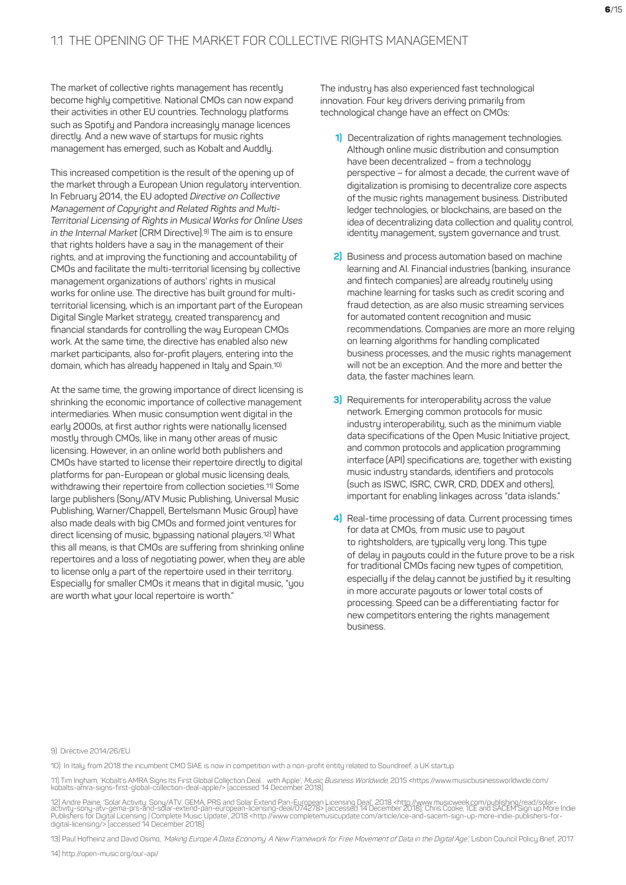## 1.1 THE OPENING OF THE MARKET FOR COLLECTIVE RIGHTS MANAGEMENT

The market of collective rights management has recently become highly competitive. National CMOs can now expand their activities in other EU countries. Technology platforms such as Spotify and Pandora increasingly manage licences directly. And a new wave of startups for music rights management has emerged, such as Kobalt and Auddly.

This increased competition is the result of the opening up of the market through a European Union regulatory intervention. In February 2014, the EU adopted *Directive on Collective Management of Copyright and Related Rights and Multi-Territorial Licensing of Rights in Musical Works for Online Uses in the Internal Market* (CRM Directive).[9] The aim is to ensure that rights holders have a say in the management of their rights, and at improving the functioning and accountability of CMOs and facilitate the multi-territorial licensing by collective management organizations of authors' rights in musical works for online use. The directive has built ground for multi-territorial licensing, which is an important part of the European Digital Single Market strategy, created transparency and financial standards for controlling the way European CMOs work. At the same time, the directive has enabled also new market participants, also for-profit players, entering into the domain, which has already happened in Italy and Spain.[10]

At the same time, the growing importance of direct licensing is shrinking the economic importance of collective management intermediaries. When music consumption went digital in the early 2000s, at first author rights were nationally licensed mostly through CMOs, like in many other areas of music licensing. However, in an online world both publishers and CMOs have started to license their repertoire directly to digital platforms for pan-European or global music licensing deals, withdrawing their repertoire from collection societies.[11] Some large publishers (Sony/ATV Music Publishing, Universal Music Publishing, Warner/Chappell, Bertelsmann Music Group) have also made deals with big CMOs and formed joint ventures for direct licensing of music, bypassing national players.[12] What this all means, is that CMOs are suffering from shrinking online repertoires and a loss of negotiating power, when they are able to license only a part of the repertoire used in their territory. Especially for smaller CMOs it means that in digital music, "you are worth what your local repertoire is worth."

The industry has also experienced fast technological innovation. Four key drivers deriving primarily from technological change have an effect on CMOs:

1) Decentralization of rights management technologies. Although online music distribution and consumption have been decentralized – from a technology perspective – for almost a decade, the current wave of digitalization is promising to decentralize core aspects of the music rights management business. Distributed ledger technologies, or blockchains, are based on the idea of decentralizing data collection and quality control, identity management, system governance and trust.

2) Business and process automation based on machine learning and AI. Financial industries (banking, insurance and fintech companies) are already routinely using machine learning for tasks such as credit scoring and fraud detection, as are also music streaming services for automated content recognition and music recommendations. Companies are more an more relying on learning algorithms for handling complicated business processes, and the music rights management will not be an exception. And the more and better the data, the faster machines learn.

3) Requirements for interoperability across the value network. Emerging common protocols for music industry interoperability, such as the minimum viable data specifications of the Open Music Initiative project, and common protocols and application programming interface (API) specifications are, together with existing music industry standards, identifiers and protocols (such as ISWC, ISRC, CWR, CRD, DDEX and others), important for enabling linkages across "data islands."

4) Real-time processing of data. Current processing times for data at CMOs, from music use to payout to rightsholders, are typically very long. This type of delay in payouts could in the future prove to be a risk for traditional CMOs facing new types of competition, especially if the delay cannot be justified by it resulting in more accurate payouts or lower total costs of processing. Speed can be a differentiating factor for new competitors entering the rights management business.

9) Directive 2014/26/EU

10) In Italy, from 2018 the incumbent CMO SIAE is now in competition with a non-profit entity related to Soundreef, a UK startup.

11) Tim Ingham, 'Kobalt's AMRA Signs Its First Global Collection Deal... with Apple', *Music Business Worldwide*, 2015 <https://www.musicbusinessworldwide.com/kobalts-amra-signs-first-global-collection-deal-apple/> [accessed 14 December 2018].

12) Andre Paine, 'Solar Activity: Sony/ATV, GEMA, PRS and Solar Extend Pan-European Licensing Deal', 2018 <http://www.musicweek.com/publishing/read/solar-activity-sony-atv-gema-prs-and-solar-extend-pan-european-licensing-deal/074278> [accessed 14 December 2018]; Chris Cooke, 'ICE and SACEM Sign up More Indie Publishers for Digital Licensing | Complete Music Update', 2018 <http://www.completemusicupdate.com/article/ice-and-sacem-sign-up-more-indie-publishers-for-digital-licensing/> [accessed 14 December 2018].

13) Paul Hofheinz and David Osimo, *'Making Europe A Data Economy: A New Framework for Free Movement of Data in the Digital Age'*, Lisbon Council Policy Brief, 2017.

14) http://open-music.org/our-api/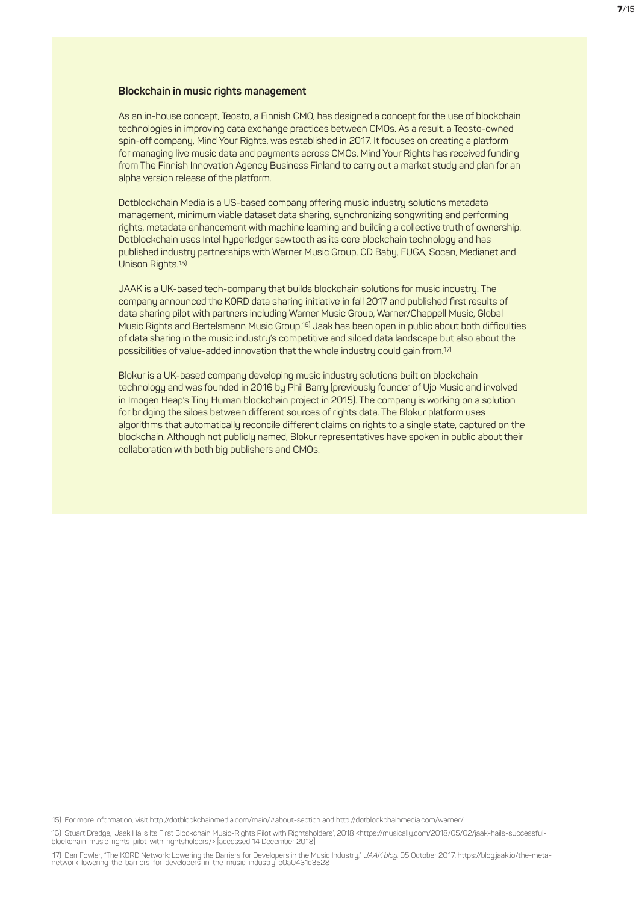**Blockchain in music rights management**

As an in-house concept, Teosto, a Finnish CMO, has designed a concept for the use of blockchain technologies in improving data exchange practices between CMOs. As a result, a Teosto-owned spin-off company, Mind Your Rights, was established in 2017. It focuses on creating a platform for managing live music data and payments across CMOs. Mind Your Rights has received funding from The Finnish Innovation Agency Business Finland to carry out a market study and plan for an alpha version release of the platform.

Dotblockchain Media is a US-based company offering music industry solutions metadata management, minimum viable dataset data sharing, synchronizing songwriting and performing rights, metadata enhancement with machine learning and building a collective truth of ownership. Dotblockchain uses Intel hyperledger sawtooth as its core blockchain technology and has published industry partnerships with Warner Music Group, CD Baby, FUGA, Socan, Medianet and Unison Rights.[15]

JAAK is a UK-based tech-company that builds blockchain solutions for music industry. The company announced the KORD data sharing initiative in fall 2017 and published first results of data sharing pilot with partners including Warner Music Group, Warner/Chappell Music, Global Music Rights and Bertelsmann Music Group.[16] Jaak has been open in public about both difficulties of data sharing in the music industry's competitive and siloed data landscape but also about the possibilities of value-added innovation that the whole industry could gain from.[17]

Blokur is a UK-based company developing music industry solutions built on blockchain technology and was founded in 2016 by Phil Barry (previously founder of Ujo Music and involved in Imogen Heap's Tiny Human blockchain project in 2015). The company is working on a solution for bridging the siloes between different sources of rights data. The Blokur platform uses algorithms that automatically reconcile different claims on rights to a single state, captured on the blockchain. Although not publicly named, Blokur representatives have spoken in public about their collaboration with both big publishers and CMOs.

15) For more information, visit http://dotblockchainmedia.com/main/#about-section and http://dotblockchainmedia.com/warner/.

16) Stuart Dredge, 'Jaak Hails Its First Blockchain Music-Rights Pilot with Rightsholders', 2018 <https://musically.com/2018/05/02/jaak-hails-successful-blockchain-music-rights-pilot-with-rightsholders/> [accessed 14 December 2018].

17) Dan Fowler, "The KORD Network: Lowering the Barriers for Developers in the Music Industry," *JAAK blog*, 05 October 2017. https://blog.jaak.io/the-meta-network-lowering-the-barriers-for-developers-in-the-music-industry-b0a0431c3528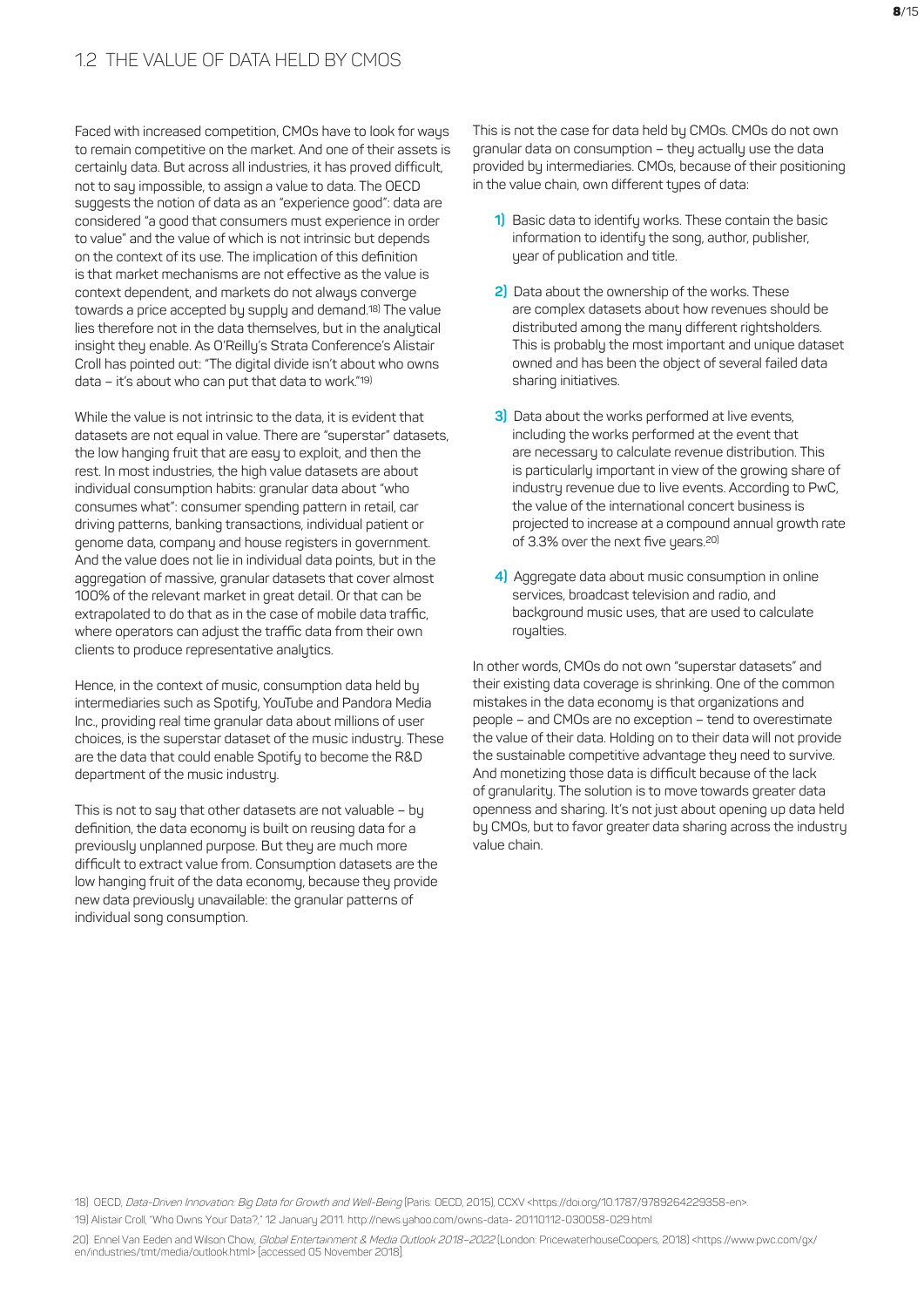## 1.2 THE VALUE OF DATA HELD BY CMOS

Faced with increased competition, CMOs have to look for ways to remain competitive on the market. And one of their assets is certainly data. But across all industries, it has proved difficult, not to say impossible, to assign a value to data. The OECD suggests the notion of data as an "experience good": data are considered "a good that consumers must experience in order to value" and the value of which is not intrinsic but depends on the context of its use. The implication of this definition is that market mechanisms are not effective as the value is context dependent, and markets do not always converge towards a price accepted by supply and demand.[18] The value lies therefore not in the data themselves, but in the analytical insight they enable. As O'Reilly's Strata Conference's Alistair Croll has pointed out: "The digital divide isn't about who owns data – it's about who can put that data to work."[19]

While the value is not intrinsic to the data, it is evident that datasets are not equal in value. There are "superstar" datasets, the low hanging fruit that are easy to exploit, and then the rest. In most industries, the high value datasets are about individual consumption habits: granular data about "who consumes what": consumer spending pattern in retail, car driving patterns, banking transactions, individual patient or genome data, company and house registers in government. And the value does not lie in individual data points, but in the aggregation of massive, granular datasets that cover almost 100% of the relevant market in great detail. Or that can be extrapolated to do that as in the case of mobile data traffic, where operators can adjust the traffic data from their own clients to produce representative analytics.

Hence, in the context of music, consumption data held by intermediaries such as Spotify, YouTube and Pandora Media Inc., providing real time granular data about millions of user choices, is the superstar dataset of the music industry. These are the data that could enable Spotify to become the R&D department of the music industry.

This is not to say that other datasets are not valuable – by definition, the data economy is built on reusing data for a previously unplanned purpose. But they are much more difficult to extract value from. Consumption datasets are the low hanging fruit of the data economy, because they provide new data previously unavailable: the granular patterns of individual song consumption.

This is not the case for data held by CMOs. CMOs do not own granular data on consumption – they actually use the data provided by intermediaries. CMOs, because of their positioning in the value chain, own different types of data:

1) Basic data to identify works. These contain the basic information to identify the song, author, publisher, year of publication and title.

2) Data about the ownership of the works. These are complex datasets about how revenues should be distributed among the many different rightsholders. This is probably the most important and unique dataset owned and has been the object of several failed data sharing initiatives.

3) Data about the works performed at live events, including the works performed at the event that are necessary to calculate revenue distribution. This is particularly important in view of the growing share of industry revenue due to live events. According to PwC, the value of the international concert business is projected to increase at a compound annual growth rate of 3.3% over the next five years.[20]

4) Aggregate data about music consumption in online services, broadcast television and radio, and background music uses, that are used to calculate royalties.

In other words, CMOs do not own "superstar datasets" and their existing data coverage is shrinking. One of the common mistakes in the data economy is that organizations and people – and CMOs are no exception – tend to overestimate the value of their data. Holding on to their data will not provide the sustainable competitive advantage they need to survive. And monetizing those data is difficult because of the lack of granularity. The solution is to move towards greater data openness and sharing. It's not just about opening up data held by CMOs, but to favor greater data sharing across the industry value chain.

---

18) OECD, *Data-Driven Innovation: Big Data for Growth and Well-Being* (Paris: OECD, 2015), CCXV <https://doi.org/10.1787/9789264229358-en>.

19) Alistair Croll, "Who Owns Your Data?," 12 January 2011. http://news.yahoo.com/owns-data- 20110112-030058-029.html

20) Ennel Van Eeden and Wilson Chow, *Global Entertainment & Media Outlook 2018–2022* (London: PricewaterhouseCoopers, 2018) <https://www.pwc.com/gx/en/industries/tmt/media/outlook.html> [accessed 05 November 2018].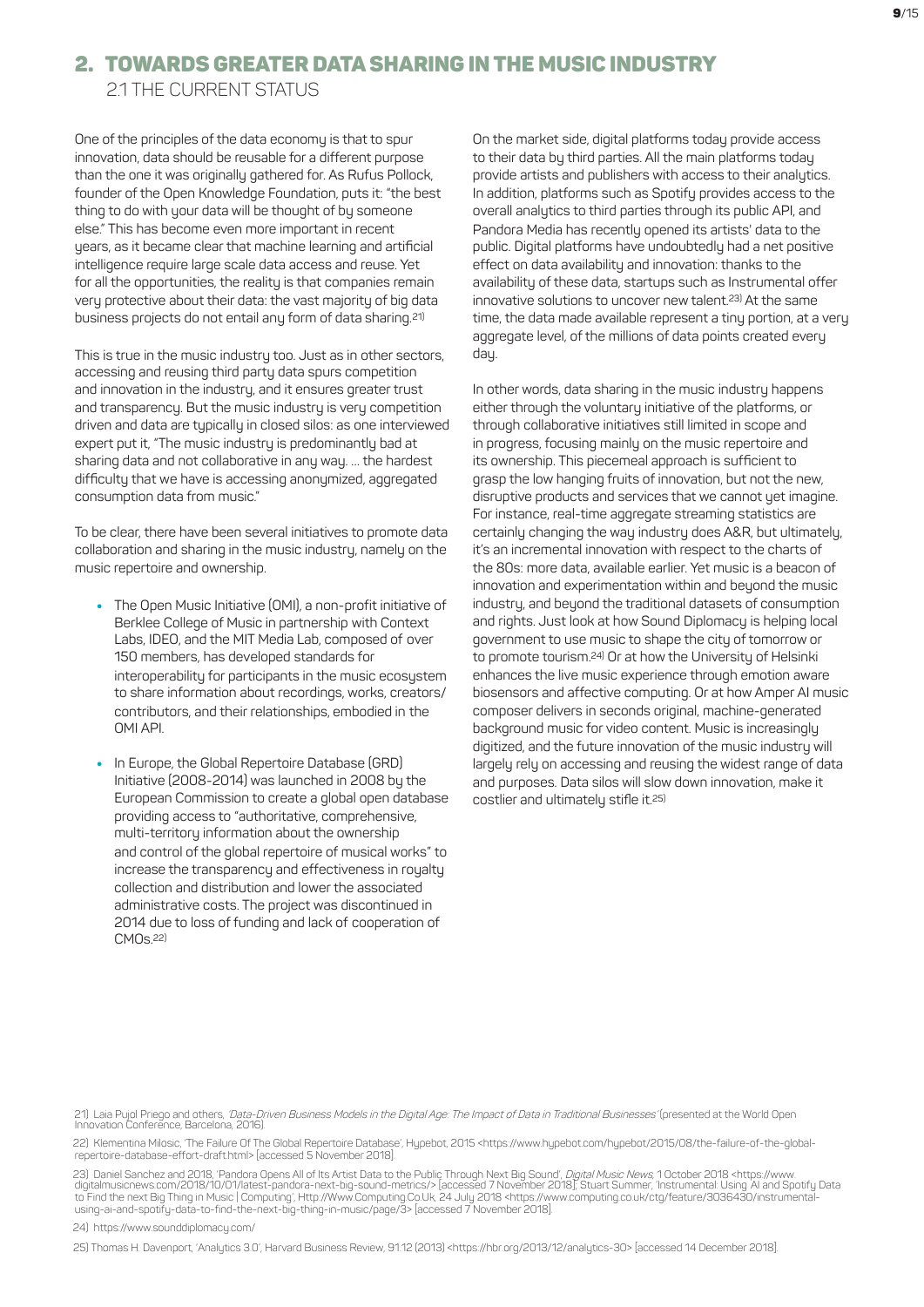## 2. TOWARDS GREATER DATA SHARING IN THE MUSIC INDUSTRY

### 2.1 THE CURRENT STATUS

One of the principles of the data economy is that to spur innovation, data should be reusable for a different purpose than the one it was originally gathered for. As Rufus Pollock, founder of the Open Knowledge Foundation, puts it: "the best thing to do with your data will be thought of by someone else." This has become even more important in recent years, as it became clear that machine learning and artificial intelligence require large scale data access and reuse. Yet for all the opportunities, the reality is that companies remain very protective about their data: the vast majority of big data business projects do not entail any form of data sharing.[21]

This is true in the music industry too. Just as in other sectors, accessing and reusing third party data spurs competition and innovation in the industry, and it ensures greater trust and transparency. But the music industry is very competition driven and data are typically in closed silos: as one interviewed expert put it, "The music industry is predominantly bad at sharing data and not collaborative in any way. … the hardest difficulty that we have is accessing anonymized, aggregated consumption data from music."

To be clear, there have been several initiatives to promote data collaboration and sharing in the music industry, namely on the music repertoire and ownership.

- The Open Music Initiative (OMI), a non-profit initiative of Berklee College of Music in partnership with Context Labs, IDEO, and the MIT Media Lab, composed of over 150 members, has developed standards for interoperability for participants in the music ecosystem to share information about recordings, works, creators/contributors, and their relationships, embodied in the OMI API.
- In Europe, the Global Repertoire Database (GRD) Initiative (2008-2014) was launched in 2008 by the European Commission to create a global open database providing access to "authoritative, comprehensive, multi-territory information about the ownership and control of the global repertoire of musical works" to increase the transparency and effectiveness in royalty collection and distribution and lower the associated administrative costs. The project was discontinued in 2014 due to loss of funding and lack of cooperation of CMOs.[22]

On the market side, digital platforms today provide access to their data by third parties. All the main platforms today provide artists and publishers with access to their analytics. In addition, platforms such as Spotify provides access to the overall analytics to third parties through its public API, and Pandora Media has recently opened its artists' data to the public. Digital platforms have undoubtedly had a net positive effect on data availability and innovation: thanks to the availability of these data, startups such as Instrumental offer innovative solutions to uncover new talent.[23] At the same time, the data made available represent a tiny portion, at a very aggregate level, of the millions of data points created every day.

In other words, data sharing in the music industry happens either through the voluntary initiative of the platforms, or through collaborative initiatives still limited in scope and in progress, focusing mainly on the music repertoire and its ownership. This piecemeal approach is sufficient to grasp the low hanging fruits of innovation, but not the new, disruptive products and services that we cannot yet imagine. For instance, real-time aggregate streaming statistics are certainly changing the way industry does A&R, but ultimately, it's an incremental innovation with respect to the charts of the 80s: more data, available earlier. Yet music is a beacon of innovation and experimentation within and beyond the music industry, and beyond the traditional datasets of consumption and rights. Just look at how Sound Diplomacy is helping local government to use music to shape the city of tomorrow or to promote tourism.[24] Or at how the University of Helsinki enhances the live music experience through emotion aware biosensors and affective computing. Or at how Amper AI music composer delivers in seconds original, machine-generated background music for video content. Music is increasingly digitized, and the future innovation of the music industry will largely rely on accessing and reusing the widest range of data and purposes. Data silos will slow down innovation, make it costlier and ultimately stifle it.[25]

---

21) Laia Pujol Priego and others, *'Data-Driven Business Models in the Digital Age: The Impact of Data in Traditional Businesses'* (presented at the World Open Innovation Conference, Barcelona, 2016).

22) Klementina Milosic, 'The Failure Of The Global Repertoire Database', Hypebot, 2015 <https://www.hypebot.com/hypebot/2015/08/the-failure-of-the-global-repertoire-database-effort-draft.html> [accessed 5 November 2018].

23) Daniel Sanchez and 2018, 'Pandora Opens All of Its Artist Data to the Public Through Next Big Sound', *Digital Music News*, 1 October 2018 <https://www.digitalmusicnews.com/2018/10/01/latest-pandora-next-big-sound-metrics/> [accessed 7 November 2018]; Stuart Summer, 'Instrumental: Using AI and Spotify Data to Find the next Big Thing in Music | Computing', Http://Www.Computing.Co.Uk, 24 July 2018 <https://www.computing.co.uk/ctg/feature/3036430/instrumental-using-ai-and-spotify-data-to-find-the-next-big-thing-in-music/page/3> [accessed 7 November 2018].

24) https://www.sounddiplomacy.com/

25) Thomas H. Davenport, 'Analytics 3.0', Harvard Business Review, 91.12 (2013) <https://hbr.org/2013/12/analytics-30> [accessed 14 December 2018].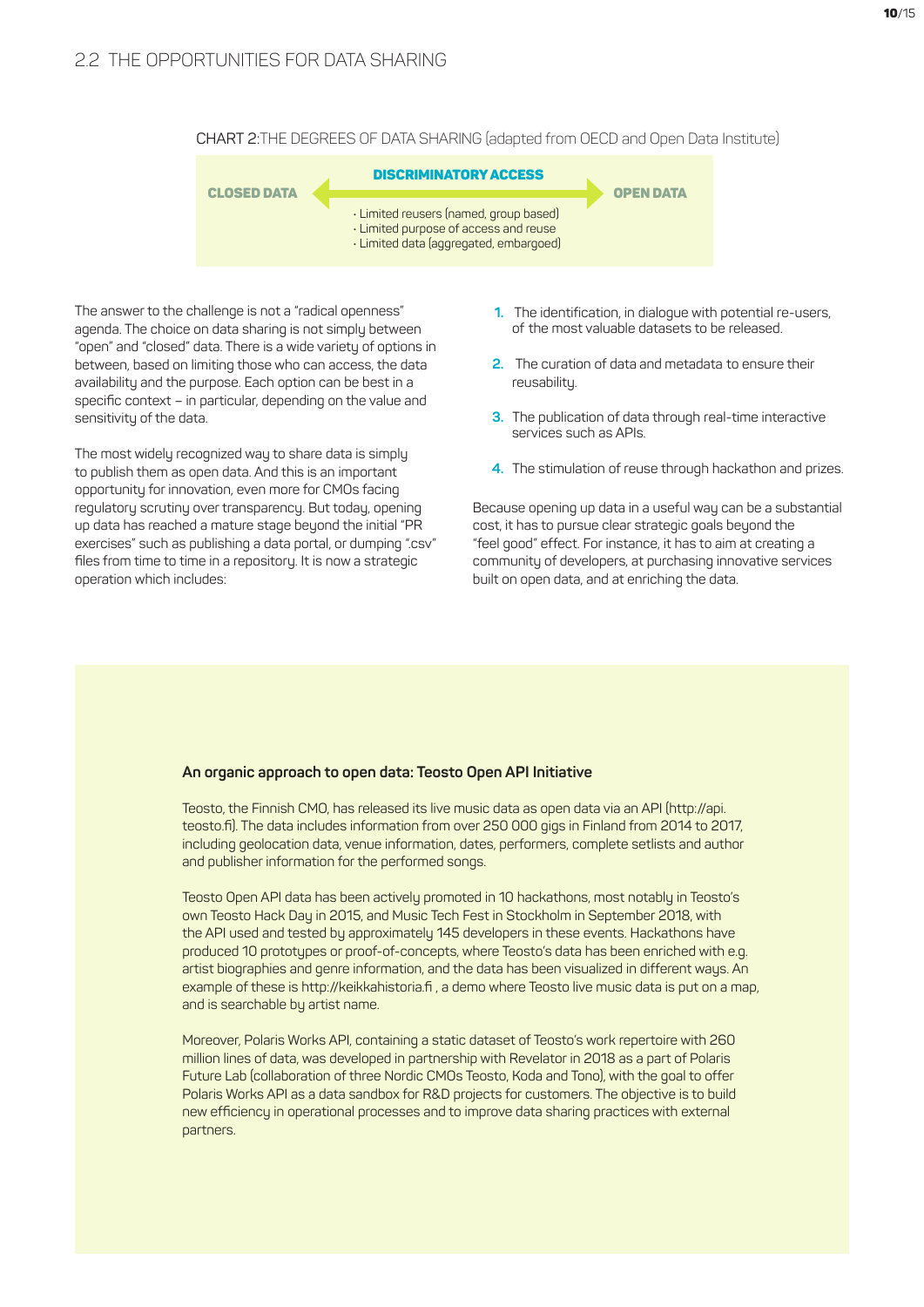## 2.2 THE OPPORTUNITIES FOR DATA SHARING

CHART 2: THE DEGREES OF DATA SHARING (adapted from OECD and Open Data Institute)

**CLOSED DATA** ← **DISCRIMINATORY ACCESS** → **OPEN DATA**

- Limited reusers (named, group based)
- Limited purpose of access and reuse
- Limited data (aggregated, embargoed)

The answer to the challenge is not a "radical openness" agenda. The choice on data sharing is not simply between "open" and "closed" data. There is a wide variety of options in between, based on limiting those who can access, the data availability and the purpose. Each option can be best in a specific context – in particular, depending on the value and sensitivity of the data.

The most widely recognized way to share data is simply to publish them as open data. And this is an important opportunity for innovation, even more for CMOs facing regulatory scrutiny over transparency. But today, opening up data has reached a mature stage beyond the initial "PR exercises" such as publishing a data portal, or dumping ".csv" files from time to time in a repository. It is now a strategic operation which includes:

1. The identification, in dialogue with potential re-users, of the most valuable datasets to be released.
2. The curation of data and metadata to ensure their reusability.
3. The publication of data through real-time interactive services such as APIs.
4. The stimulation of reuse through hackathon and prizes.

Because opening up data in a useful way can be a substantial cost, it has to pursue clear strategic goals beyond the "feel good" effect. For instance, it has to aim at creating a community of developers, at purchasing innovative services built on open data, and at enriching the data.

**An organic approach to open data: Teosto Open API Initiative**

Teosto, the Finnish CMO, has released its live music data as open data via an API (http://api.teosto.fi). The data includes information from over 250 000 gigs in Finland from 2014 to 2017, including geolocation data, venue information, dates, performers, complete setlists and author and publisher information for the performed songs.

Teosto Open API data has been actively promoted in 10 hackathons, most notably in Teosto's own Teosto Hack Day in 2015, and Music Tech Fest in Stockholm in September 2018, with the API used and tested by approximately 145 developers in these events. Hackathons have produced 10 prototypes or proof-of-concepts, where Teosto's data has been enriched with e.g. artist biographies and genre information, and the data has been visualized in different ways. An example of these is http://keikkahistoria.fi , a demo where Teosto live music data is put on a map, and is searchable by artist name.

Moreover, Polaris Works API, containing a static dataset of Teosto's work repertoire with 260 million lines of data, was developed in partnership with Revelator in 2018 as a part of Polaris Future Lab (collaboration of three Nordic CMOs Teosto, Koda and Tono), with the goal to offer Polaris Works API as a data sandbox for R&D projects for customers. The objective is to build new efficiency in operational processes and to improve data sharing practices with external partners.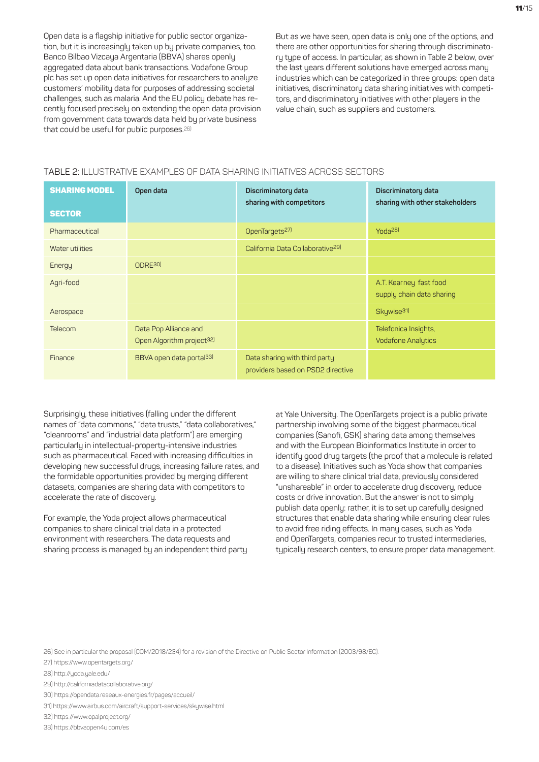Open data is a flagship initiative for public sector organization, but it is increasingly taken up by private companies, too. Banco Bilbao Vizcaya Argentaria (BBVA) shares openly aggregated data about bank transactions. Vodafone Group plc has set up open data initiatives for researchers to analyze customers' mobility data for purposes of addressing societal challenges, such as malaria. And the EU policy debate has recently focused precisely on extending the open data provision from government data towards data held by private business that could be useful for public purposes.[26]

But as we have seen, open data is only one of the options, and there are other opportunities for sharing through discriminatory type of access. In particular, as shown in Table 2 below, over the last years different solutions have emerged across many industries which can be categorized in three groups: open data initiatives, discriminatory data sharing initiatives with competitors, and discriminatory initiatives with other players in the value chain, such as suppliers and customers.

TABLE 2: ILLUSTRATIVE EXAMPLES OF DATA SHARING INITIATIVES ACROSS SECTORS

| SHARING MODEL / SECTOR | Open data | Discriminatory data sharing with competitors | Discriminatory data sharing with other stakeholders |
|---|---|---|---|
| Pharmaceutical | | OpenTargets[27] | Yoda[28] |
| Water utilities | | California Data Collaborative[29] | |
| Energy | ODRE[30] | | |
| Agri-food | | | A.T. Kearney fast food supply chain data sharing |
| Aerospace | | | Skywise[31] |
| Telecom | Data Pop Alliance and Open Algorithm project[32] | | Telefonica Insights, Vodafone Analytics |
| Finance | BBVA open data portal[33] | Data sharing with third party providers based on PSD2 directive | |

Surprisingly, these initiatives (falling under the different names of "data commons," "data trusts," "data collaboratives," "cleanrooms" and "industrial data platform") are emerging particularly in intellectual-property-intensive industries such as pharmaceutical. Faced with increasing difficulties in developing new successful drugs, increasing failure rates, and the formidable opportunities provided by merging different datasets, companies are sharing data with competitors to accelerate the rate of discovery.

For example, the Yoda project allows pharmaceutical companies to share clinical trial data in a protected environment with researchers. The data requests and sharing process is managed by an independent third party at Yale University. The OpenTargets project is a public private partnership involving some of the biggest pharmaceutical companies (Sanofi, GSK) sharing data among themselves and with the European Bioinformatics Institute in order to identify good drug targets (the proof that a molecule is related to a disease). Initiatives such as Yoda show that companies are willing to share clinical trial data, previously considered "unshareable" in order to accelerate drug discovery, reduce costs or drive innovation. But the answer is not to simply publish data openly: rather, it is to set up carefully designed structures that enable data sharing while ensuring clear rules to avoid free riding effects. In many cases, such as Yoda and OpenTargets, companies recur to trusted intermediaries, typically research centers, to ensure proper data management.

26) See in particular the proposal (COM/2018/234) for a revision of the Directive on Public Sector Information (2003/98/EC).

27) https://www.opentargets.org/

28) http://yoda.yale.edu/

29) http://californiadatacollaborative.org/

30) https://opendata.reseaux-energies.fr/pages/accueil/

31) https://www.airbus.com/aircraft/support-services/skywise.html

32) https://www.opalproject.org/

33) https://bbvaopen4u.com/es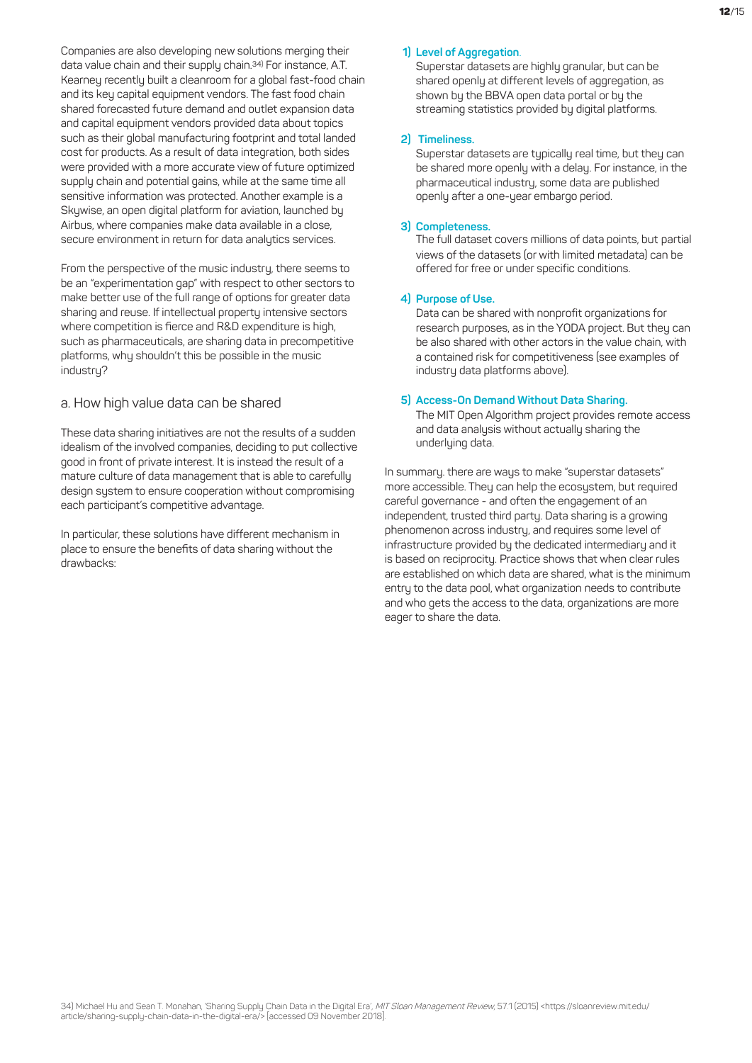Companies are also developing new solutions merging their data value chain and their supply chain.[34] For instance, A.T. Kearney recently built a cleanroom for a global fast-food chain and its key capital equipment vendors. The fast food chain shared forecasted future demand and outlet expansion data and capital equipment vendors provided data about topics such as their global manufacturing footprint and total landed cost for products. As a result of data integration, both sides were provided with a more accurate view of future optimized supply chain and potential gains, while at the same time all sensitive information was protected. Another example is a Skywise, an open digital platform for aviation, launched by Airbus, where companies make data available in a close, secure environment in return for data analytics services.

From the perspective of the music industry, there seems to be an "experimentation gap" with respect to other sectors to make better use of the full range of options for greater data sharing and reuse. If intellectual property intensive sectors where competition is fierce and R&D expenditure is high, such as pharmaceuticals, are sharing data in precompetitive platforms, why shouldn't this be possible in the music industry?

## a. How high value data can be shared

These data sharing initiatives are not the results of a sudden idealism of the involved companies, deciding to put collective good in front of private interest. It is instead the result of a mature culture of data management that is able to carefully design system to ensure cooperation without compromising each participant's competitive advantage.

In particular, these solutions have different mechanism in place to ensure the benefits of data sharing without the drawbacks:

1) **Level of Aggregation**.
   Superstar datasets are highly granular, but can be shared openly at different levels of aggregation, as shown by the BBVA open data portal or by the streaming statistics provided by digital platforms.

2) **Timeliness.**
   Superstar datasets are typically real time, but they can be shared more openly with a delay. For instance, in the pharmaceutical industry, some data are published openly after a one-year embargo period.

3) **Completeness.**
   The full dataset covers millions of data points, but partial views of the datasets (or with limited metadata) can be offered for free or under specific conditions.

4) **Purpose of Use.**
   Data can be shared with nonprofit organizations for research purposes, as in the YODA project. But they can be also shared with other actors in the value chain, with a contained risk for competitiveness (see examples of industry data platforms above).

5) **Access-On Demand Without Data Sharing.**
   The MIT Open Algorithm project provides remote access and data analysis without actually sharing the underlying data.

In summary. there are ways to make "superstar datasets" more accessible. They can help the ecosystem, but required careful governance - and often the engagement of an independent, trusted third party. Data sharing is a growing phenomenon across industry, and requires some level of infrastructure provided by the dedicated intermediary and it is based on reciprocity. Practice shows that when clear rules are established on which data are shared, what is the minimum entry to the data pool, what organization needs to contribute and who gets the access to the data, organizations are more eager to share the data.

34) Michael Hu and Sean T. Monahan, 'Sharing Supply Chain Data in the Digital Era', *MIT Sloan Management Review*, 57.1 (2015) <https://sloanreview.mit.edu/article/sharing-supply-chain-data-in-the-digital-era/> [accessed 09 November 2018].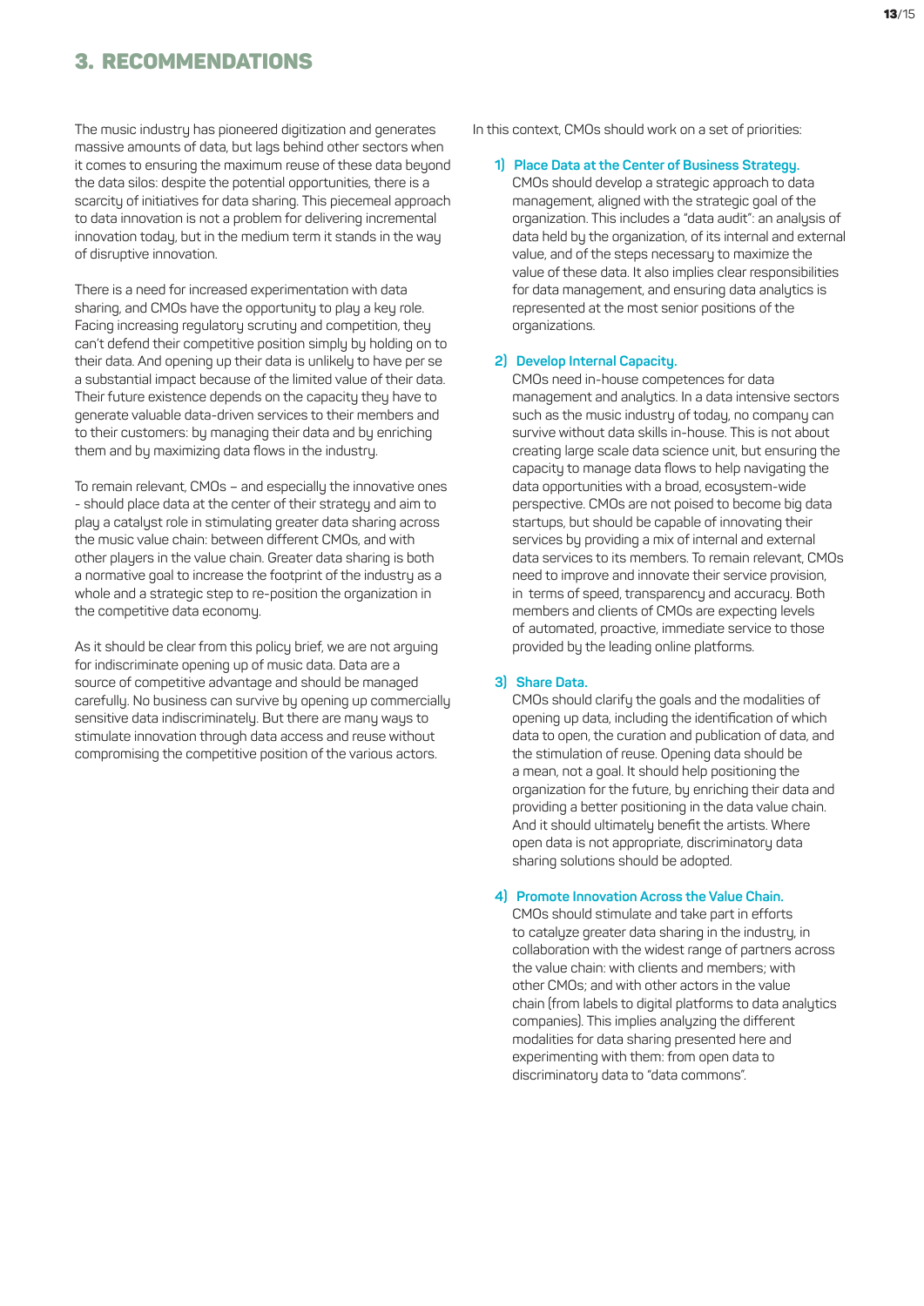## 3. RECOMMENDATIONS

The music industry has pioneered digitization and generates massive amounts of data, but lags behind other sectors when it comes to ensuring the maximum reuse of these data beyond the data silos: despite the potential opportunities, there is a scarcity of initiatives for data sharing. This piecemeal approach to data innovation is not a problem for delivering incremental innovation today, but in the medium term it stands in the way of disruptive innovation.

There is a need for increased experimentation with data sharing, and CMOs have the opportunity to play a key role. Facing increasing regulatory scrutiny and competition, they can't defend their competitive position simply by holding on to their data. And opening up their data is unlikely to have per se a substantial impact because of the limited value of their data. Their future existence depends on the capacity they have to generate valuable data-driven services to their members and to their customers: by managing their data and by enriching them and by maximizing data flows in the industry.

To remain relevant, CMOs – and especially the innovative ones - should place data at the center of their strategy and aim to play a catalyst role in stimulating greater data sharing across the music value chain: between different CMOs, and with other players in the value chain. Greater data sharing is both a normative goal to increase the footprint of the industry as a whole and a strategic step to re-position the organization in the competitive data economy.

As it should be clear from this policy brief, we are not arguing for indiscriminate opening up of music data. Data are a source of competitive advantage and should be managed carefully. No business can survive by opening up commercially sensitive data indiscriminately. But there are many ways to stimulate innovation through data access and reuse without compromising the competitive position of the various actors.

In this context, CMOs should work on a set of priorities:

1) **Place Data at the Center of Business Strategy.**
   CMOs should develop a strategic approach to data management, aligned with the strategic goal of the organization. This includes a "data audit": an analysis of data held by the organization, of its internal and external value, and of the steps necessary to maximize the value of these data. It also implies clear responsibilities for data management, and ensuring data analytics is represented at the most senior positions of the organizations.

2) **Develop Internal Capacity.**
   CMOs need in-house competences for data management and analytics. In a data intensive sectors such as the music industry of today, no company can survive without data skills in-house. This is not about creating large scale data science unit, but ensuring the capacity to manage data flows to help navigating the data opportunities with a broad, ecosystem-wide perspective. CMOs are not poised to become big data startups, but should be capable of innovating their services by providing a mix of internal and external data services to its members. To remain relevant, CMOs need to improve and innovate their service provision, in terms of speed, transparency and accuracy. Both members and clients of CMOs are expecting levels of automated, proactive, immediate service to those provided by the leading online platforms.

3) **Share Data.**
   CMOs should clarify the goals and the modalities of opening up data, including the identification of which data to open, the curation and publication of data, and the stimulation of reuse. Opening data should be a mean, not a goal. It should help positioning the organization for the future, by enriching their data and providing a better positioning in the data value chain. And it should ultimately benefit the artists. Where open data is not appropriate, discriminatory data sharing solutions should be adopted.

4) **Promote Innovation Across the Value Chain.**
   CMOs should stimulate and take part in efforts to catalyze greater data sharing in the industry, in collaboration with the widest range of partners across the value chain: with clients and members; with other CMOs; and with other actors in the value chain (from labels to digital platforms to data analytics companies). This implies analyzing the different modalities for data sharing presented here and experimenting with them: from open data to discriminatory data to "data commons".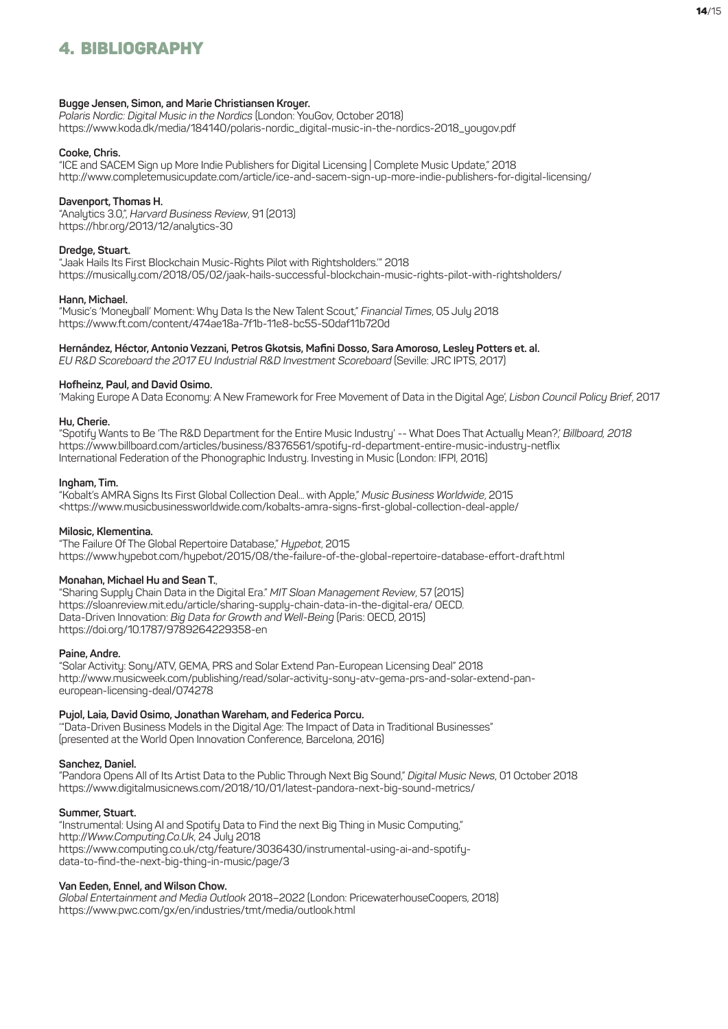## 4. BIBLIOGRAPHY

**Bugge Jensen, Simon, and Marie Christiansen Kroyer.**
*Polaris Nordic: Digital Music in the Nordics* (London: YouGov, October 2018)
https://www.koda.dk/media/184140/polaris-nordic_digital-music-in-the-nordics-2018_yougov.pdf

**Cooke, Chris.**
"ICE and SACEM Sign up More Indie Publishers for Digital Licensing | Complete Music Update," 2018
http://www.completemusicupdate.com/article/ice-and-sacem-sign-up-more-indie-publishers-for-digital-licensing/

**Davenport, Thomas H.**
"Analytics 3.0,", *Harvard Business Review*, 91 (2013)
https://hbr.org/2013/12/analytics-30

**Dredge, Stuart.**
"Jaak Hails Its First Blockchain Music-Rights Pilot with Rightsholders.'" 2018
https://musically.com/2018/05/02/jaak-hails-successful-blockchain-music-rights-pilot-with-rightsholders/

**Hann, Michael.**
"Music's 'Moneyball' Moment: Why Data Is the New Talent Scout," *Financial Times*, 05 July 2018
https://www.ft.com/content/474ae18a-7f1b-11e8-bc55-50daf11b720d

**Hernández, Héctor, Antonio Vezzani, Petros Gkotsis, Mafini Dosso, Sara Amoroso, Lesley Potters et. al.**
*EU R&D Scoreboard the 2017 EU Industrial R&D Investment Scoreboard* (Seville: JRC IPTS, 2017)

**Hofheinz, Paul, and David Osimo.**
'Making Europe A Data Economy: A New Framework for Free Movement of Data in the Digital Age', *Lisbon Council Policy Brief*, 2017

**Hu, Cherie.**
"Spotify Wants to Be 'The R&D Department for the Entire Music Industry' -- What Does That Actually Mean?,' *Billboard, 2018*
https://www.billboard.com/articles/business/8376561/spotify-rd-department-entire-music-industry-netflix
International Federation of the Phonographic Industry. Investing in Music (London: IFPI, 2016)

**Ingham, Tim.**
"Kobalt's AMRA Signs Its First Global Collection Deal… with Apple," *Music Business Worldwide*, 2015
<https://www.musicbusinessworldwide.com/kobalts-amra-signs-first-global-collection-deal-apple/

**Milosic, Klementina.**
"The Failure Of The Global Repertoire Database," *Hypebot*, 2015
https://www.hypebot.com/hypebot/2015/08/the-failure-of-the-global-repertoire-database-effort-draft.html

**Monahan, Michael Hu and Sean T.**,
"Sharing Supply Chain Data in the Digital Era." *MIT Sloan Management Review*, 57 (2015)
https://sloanreview.mit.edu/article/sharing-supply-chain-data-in-the-digital-era/ OECD.
Data-Driven Innovation: *Big Data for Growth and Well-Being* (Paris: OECD, 2015)
https://doi.org/10.1787/9789264229358-en

**Paine, Andre.**
"Solar Activity: Sony/ATV, GEMA, PRS and Solar Extend Pan-European Licensing Deal" 2018
http://www.musicweek.com/publishing/read/solar-activity-sony-atv-gema-prs-and-solar-extend-pan-european-licensing-deal/074278

**Pujol, Laia, David Osimo, Jonathan Wareham, and Federica Porcu.**
'"Data-Driven Business Models in the Digital Age: The Impact of Data in Traditional Businesses"
(presented at the World Open Innovation Conference, Barcelona, 2016)

**Sanchez, Daniel.**
"Pandora Opens All of Its Artist Data to the Public Through Next Big Sound," *Digital Music News*, 01 October 2018
https://www.digitalmusicnews.com/2018/10/01/latest-pandora-next-big-sound-metrics/

**Summer, Stuart.**
"Instrumental: Using AI and Spotify Data to Find the next Big Thing in Music Computing,"
http://*Www.Computing.Co.Uk*, 24 July 2018
https://www.computing.co.uk/ctg/feature/3036430/instrumental-using-ai-and-spotify-data-to-find-the-next-big-thing-in-music/page/3

**Van Eeden, Ennel, and Wilson Chow.**
*Global Entertainment and Media Outlook* 2018–2022 (London: PricewaterhouseCoopers, 2018)
https://www.pwc.com/gx/en/industries/tmt/media/outlook.html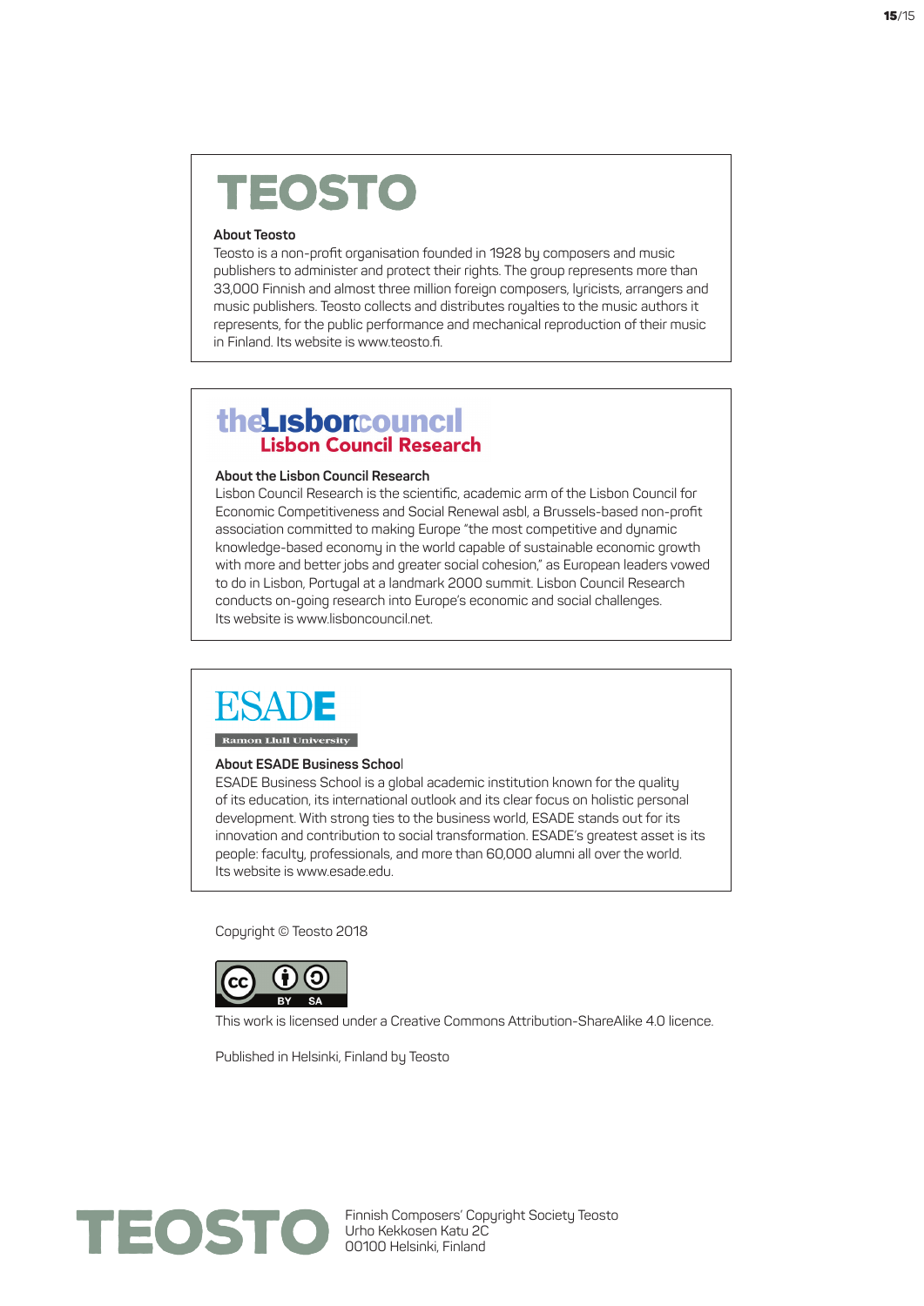TEOSTO

### About Teosto

Teosto is a non-profit organisation founded in 1928 by composers and music publishers to administer and protect their rights. The group represents more than 33,000 Finnish and almost three million foreign composers, lyricists, arrangers and music publishers. Teosto collects and distributes royalties to the music authors it represents, for the public performance and mechanical reproduction of their music in Finland. Its website is www.teosto.fi.

the Lisbon council
Lisbon Council Research

### About the Lisbon Council Research

Lisbon Council Research is the scientific, academic arm of the Lisbon Council for Economic Competitiveness and Social Renewal asbl, a Brussels-based non-profit association committed to making Europe "the most competitive and dynamic knowledge-based economy in the world capable of sustainable economic growth with more and better jobs and greater social cohesion," as European leaders vowed to do in Lisbon, Portugal at a landmark 2000 summit. Lisbon Council Research conducts on-going research into Europe's economic and social challenges.
Its website is www.lisboncouncil.net.

ESADE
Ramon Llull University

### About ESADE Business School

ESADE Business School is a global academic institution known for the quality of its education, its international outlook and its clear focus on holistic personal development. With strong ties to the business world, ESADE stands out for its innovation and contribution to social transformation. ESADE's greatest asset is its people: faculty, professionals, and more than 60,000 alumni all over the world.
Its website is www.esade.edu.

Copyright © Teosto 2018

CC BY SA

This work is licensed under a Creative Commons Attribution-ShareAlike 4.0 licence.

Published in Helsinki, Finland by Teosto

TEOSTO

Finnish Composers' Copyright Society Teosto
Urho Kekkosen Katu 2C
00100 Helsinki, Finland